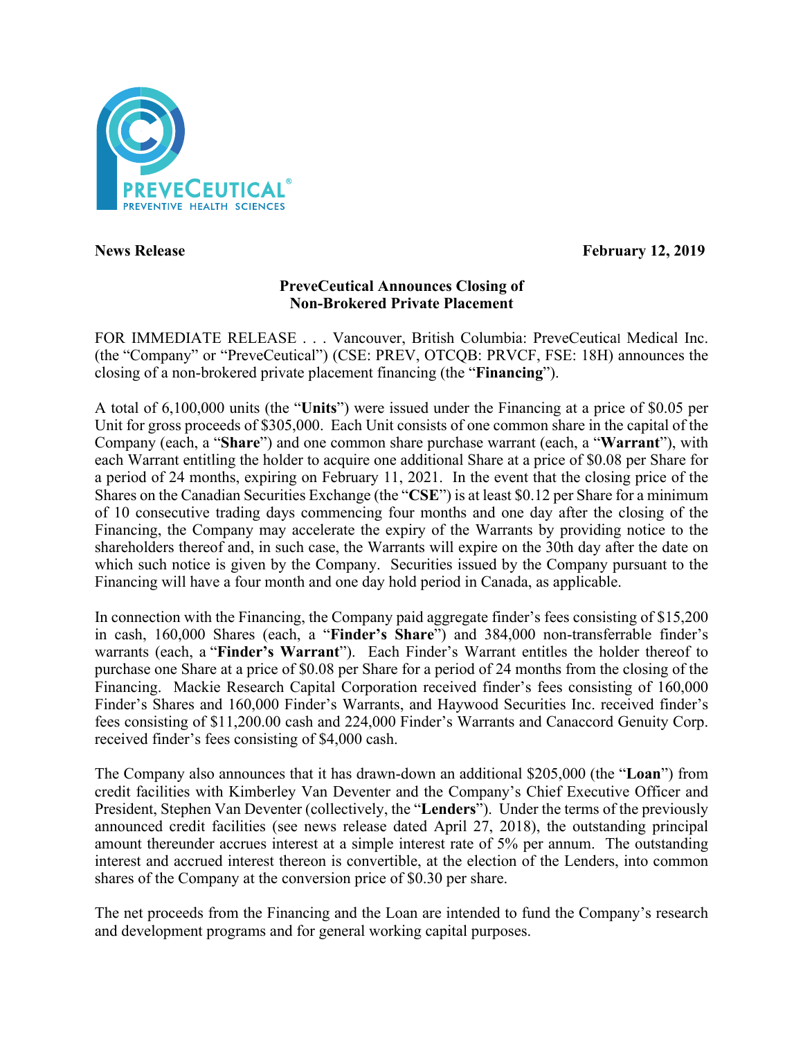**News Release** **February 12, 2019**

## PreveCeutical Announces Closing of Non-Brokered Private Placement

FOR IMMEDIATE RELEASE . . . Vancouver, British Columbia: PreveCeutical Medical Inc. (the "Company" or "PreveCeutical") (CSE: PREV, OTCQB: PRVCF, FSE: 18H) announces the closing of a non-brokered private placement financing (the "**Financing**").

A total of 6,100,000 units (the "**Units**") were issued under the Financing at a price of $0.05 per Unit for gross proceeds of $305,000. Each Unit consists of one common share in the capital of the Company (each, a "**Share**") and one common share purchase warrant (each, a "**Warrant**"), with each Warrant entitling the holder to acquire one additional Share at a price of $0.08 per Share for a period of 24 months, expiring on February 11, 2021. In the event that the closing price of the Shares on the Canadian Securities Exchange (the "**CSE**") is at least $0.12 per Share for a minimum of 10 consecutive trading days commencing four months and one day after the closing of the Financing, the Company may accelerate the expiry of the Warrants by providing notice to the shareholders thereof and, in such case, the Warrants will expire on the 30th day after the date on which such notice is given by the Company. Securities issued by the Company pursuant to the Financing will have a four month and one day hold period in Canada, as applicable.

In connection with the Financing, the Company paid aggregate finder's fees consisting of $15,200 in cash, 160,000 Shares (each, a "**Finder's Share**") and 384,000 non-transferrable finder's warrants (each, a "**Finder's Warrant**"). Each Finder's Warrant entitles the holder thereof to purchase one Share at a price of $0.08 per Share for a period of 24 months from the closing of the Financing. Mackie Research Capital Corporation received finder's fees consisting of 160,000 Finder's Shares and 160,000 Finder's Warrants, and Haywood Securities Inc. received finder's fees consisting of $11,200.00 cash and 224,000 Finder's Warrants and Canaccord Genuity Corp. received finder's fees consisting of $4,000 cash.

The Company also announces that it has drawn-down an additional $205,000 (the "**Loan**") from credit facilities with Kimberley Van Deventer and the Company's Chief Executive Officer and President, Stephen Van Deventer (collectively, the "**Lenders**"). Under the terms of the previously announced credit facilities (see news release dated April 27, 2018), the outstanding principal amount thereunder accrues interest at a simple interest rate of 5% per annum. The outstanding interest and accrued interest thereon is convertible, at the election of the Lenders, into common shares of the Company at the conversion price of $0.30 per share.

The net proceeds from the Financing and the Loan are intended to fund the Company's research and development programs and for general working capital purposes.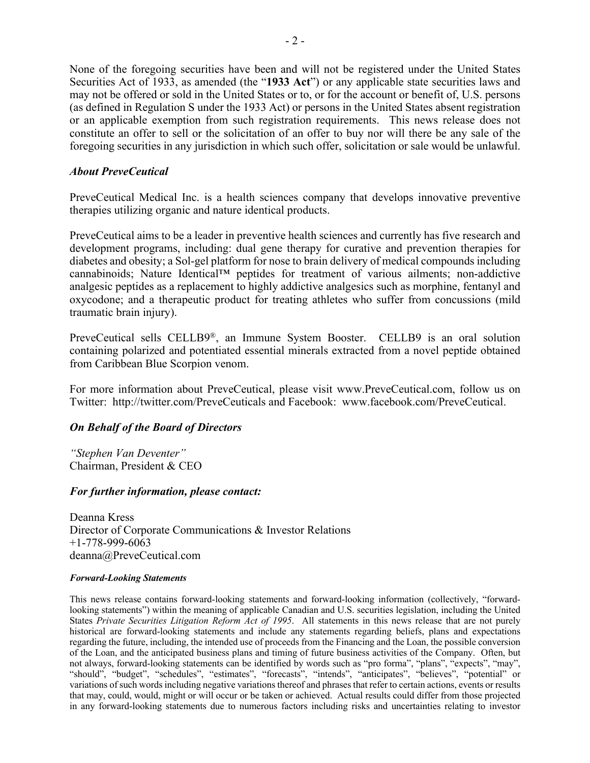None of the foregoing securities have been and will not be registered under the United States Securities Act of 1933, as amended (the "**1933 Act**") or any applicable state securities laws and may not be offered or sold in the United States or to, or for the account or benefit of, U.S. persons (as defined in Regulation S under the 1933 Act) or persons in the United States absent registration or an applicable exemption from such registration requirements. This news release does not constitute an offer to sell or the solicitation of an offer to buy nor will there be any sale of the foregoing securities in any jurisdiction in which such offer, solicitation or sale would be unlawful.

### *About PreveCeutical*

PreveCeutical Medical Inc. is a health sciences company that develops innovative preventive therapies utilizing organic and nature identical products.

PreveCeutical aims to be a leader in preventive health sciences and currently has five research and development programs, including: dual gene therapy for curative and prevention therapies for diabetes and obesity; a Sol-gel platform for nose to brain delivery of medical compounds including cannabinoids; Nature Identical™ peptides for treatment of various ailments; non-addictive analgesic peptides as a replacement to highly addictive analgesics such as morphine, fentanyl and oxycodone; and a therapeutic product for treating athletes who suffer from concussions (mild traumatic brain injury).

PreveCeutical sells CELLB9®, an Immune System Booster. CELLB9 is an oral solution containing polarized and potentiated essential minerals extracted from a novel peptide obtained from Caribbean Blue Scorpion venom.

For more information about PreveCeutical, please visit www.PreveCeutical.com, follow us on Twitter: http://twitter.com/PreveCeuticals and Facebook: www.facebook.com/PreveCeutical.

### *On Behalf of the Board of Directors*

*"Stephen Van Deventer"*
Chairman, President & CEO

### *For further information, please contact:*

Deanna Kress
Director of Corporate Communications & Investor Relations
+1-778-999-6063
deanna@PreveCeutical.com

#### *Forward-Looking Statements*

This news release contains forward-looking statements and forward-looking information (collectively, "forward-looking statements") within the meaning of applicable Canadian and U.S. securities legislation, including the United States *Private Securities Litigation Reform Act of 1995*. All statements in this news release that are not purely historical are forward-looking statements and include any statements regarding beliefs, plans and expectations regarding the future, including, the intended use of proceeds from the Financing and the Loan, the possible conversion of the Loan, and the anticipated business plans and timing of future business activities of the Company. Often, but not always, forward-looking statements can be identified by words such as "pro forma", "plans", "expects", "may", "should", "budget", "schedules", "estimates", "forecasts", "intends", "anticipates", "believes", "potential" or variations of such words including negative variations thereof and phrases that refer to certain actions, events or results that may, could, would, might or will occur or be taken or achieved. Actual results could differ from those projected in any forward-looking statements due to numerous factors including risks and uncertainties relating to investor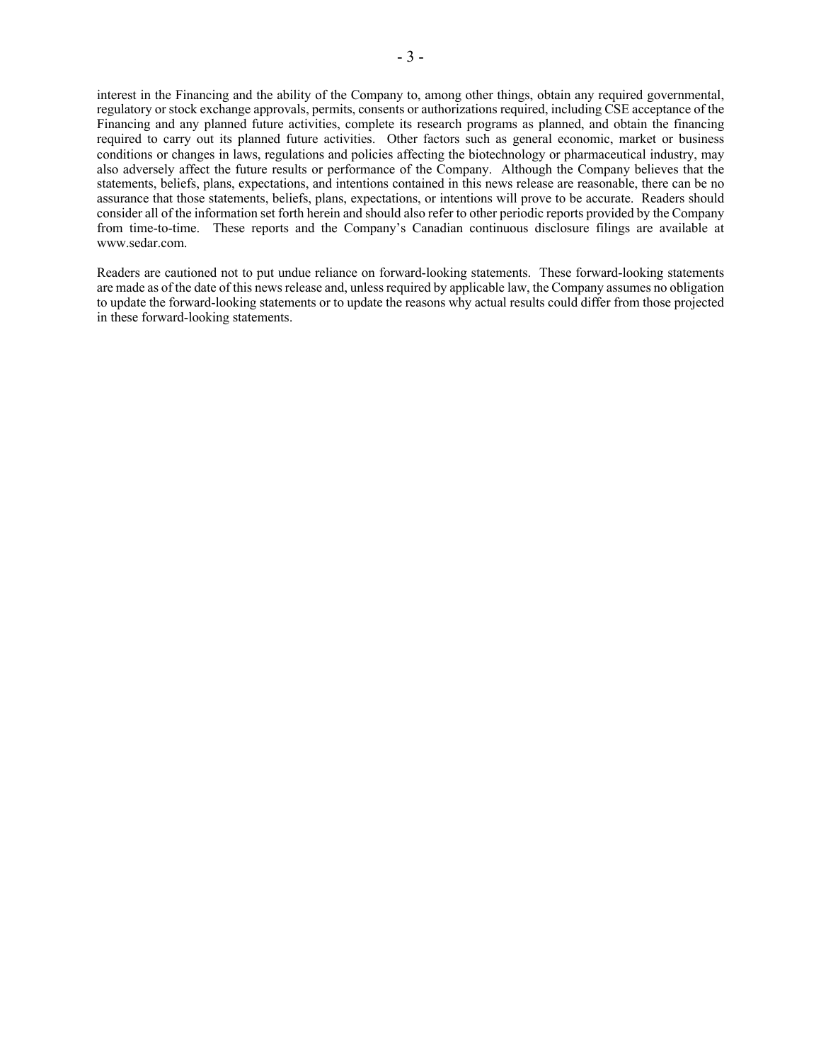interest in the Financing and the ability of the Company to, among other things, obtain any required governmental, regulatory or stock exchange approvals, permits, consents or authorizations required, including CSE acceptance of the Financing and any planned future activities, complete its research programs as planned, and obtain the financing required to carry out its planned future activities. Other factors such as general economic, market or business conditions or changes in laws, regulations and policies affecting the biotechnology or pharmaceutical industry, may also adversely affect the future results or performance of the Company. Although the Company believes that the statements, beliefs, plans, expectations, and intentions contained in this news release are reasonable, there can be no assurance that those statements, beliefs, plans, expectations, or intentions will prove to be accurate. Readers should consider all of the information set forth herein and should also refer to other periodic reports provided by the Company from time-to-time. These reports and the Company's Canadian continuous disclosure filings are available at www.sedar.com.

Readers are cautioned not to put undue reliance on forward-looking statements. These forward-looking statements are made as of the date of this news release and, unless required by applicable law, the Company assumes no obligation to update the forward-looking statements or to update the reasons why actual results could differ from those projected in these forward-looking statements.